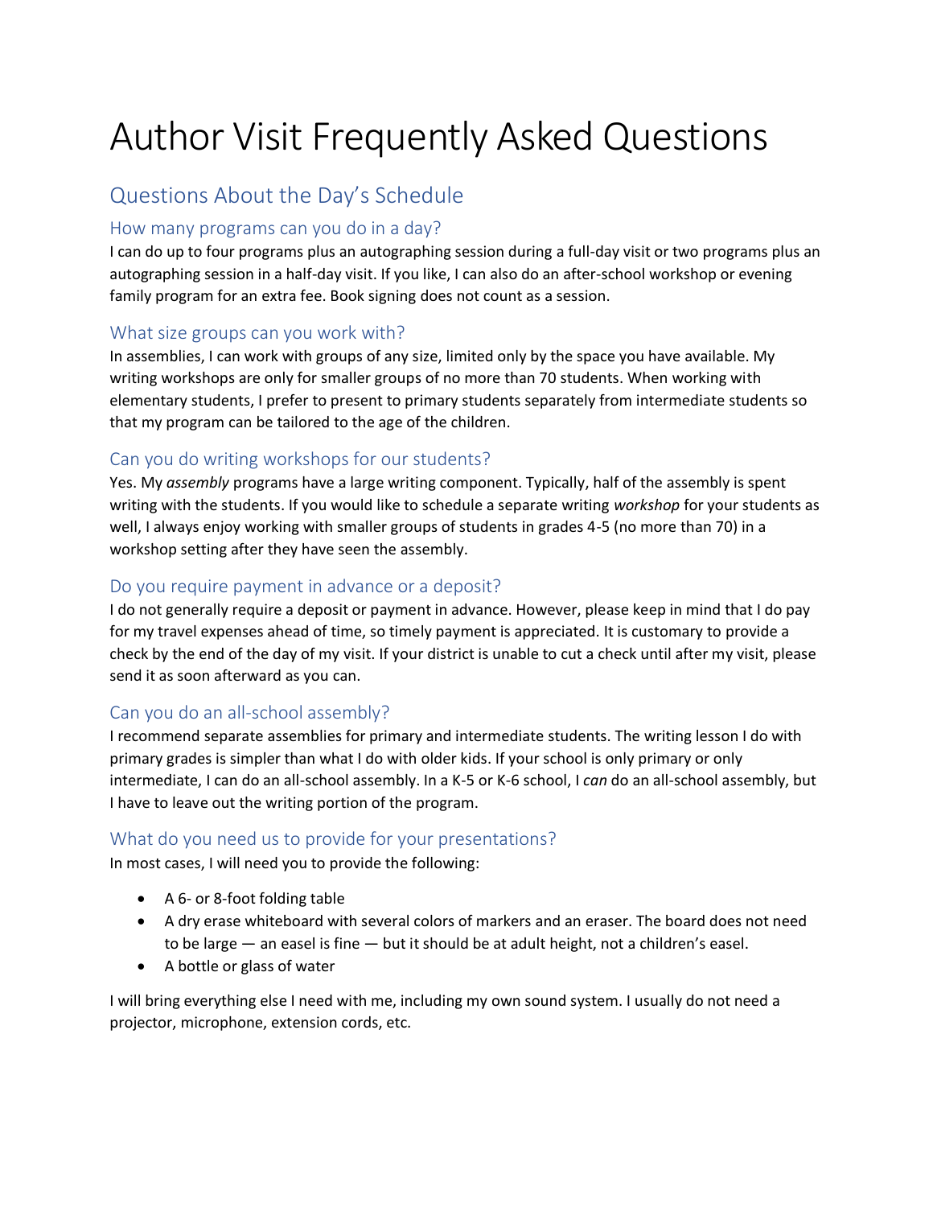# Author Visit Frequently Asked Questions

## Questions About the Day's Schedule

### How many programs can you do in a day?

I can do up to four programs plus an autographing session during a full-day visit or two programs plus an autographing session in a half-day visit. If you like, I can also do an after-school workshop or evening family program for an extra fee. Book signing does not count as a session.

### What size groups can you work with?

In assemblies, I can work with groups of any size, limited only by the space you have available. My writing workshops are only for smaller groups of no more than 70 students. When working with elementary students, I prefer to present to primary students separately from intermediate students so that my program can be tailored to the age of the children.

### Can you do writing workshops for our students?

Yes. My *assembly* programs have a large writing component. Typically, half of the assembly is spent writing with the students. If you would like to schedule a separate writing *workshop* for your students as well, I always enjoy working with smaller groups of students in grades 4-5 (no more than 70) in a workshop setting after they have seen the assembly.

### Do you require payment in advance or a deposit?

I do not generally require a deposit or payment in advance. However, please keep in mind that I do pay for my travel expenses ahead of time, so timely payment is appreciated. It is customary to provide a check by the end of the day of my visit. If your district is unable to cut a check until after my visit, please send it as soon afterward as you can.

### Can you do an all-school assembly?

I recommend separate assemblies for primary and intermediate students. The writing lesson I do with primary grades is simpler than what I do with older kids. If your school is only primary or only intermediate, I can do an all-school assembly. In a K-5 or K-6 school, I *can* do an all-school assembly, but I have to leave out the writing portion of the program.

### What do you need us to provide for your presentations?

In most cases, I will need you to provide the following:

- A 6- or 8-foot folding table
- A dry erase whiteboard with several colors of markers and an eraser. The board does not need to be large — an easel is fine — but it should be at adult height, not a children's easel.
- A bottle or glass of water

I will bring everything else I need with me, including my own sound system. I usually do not need a projector, microphone, extension cords, etc.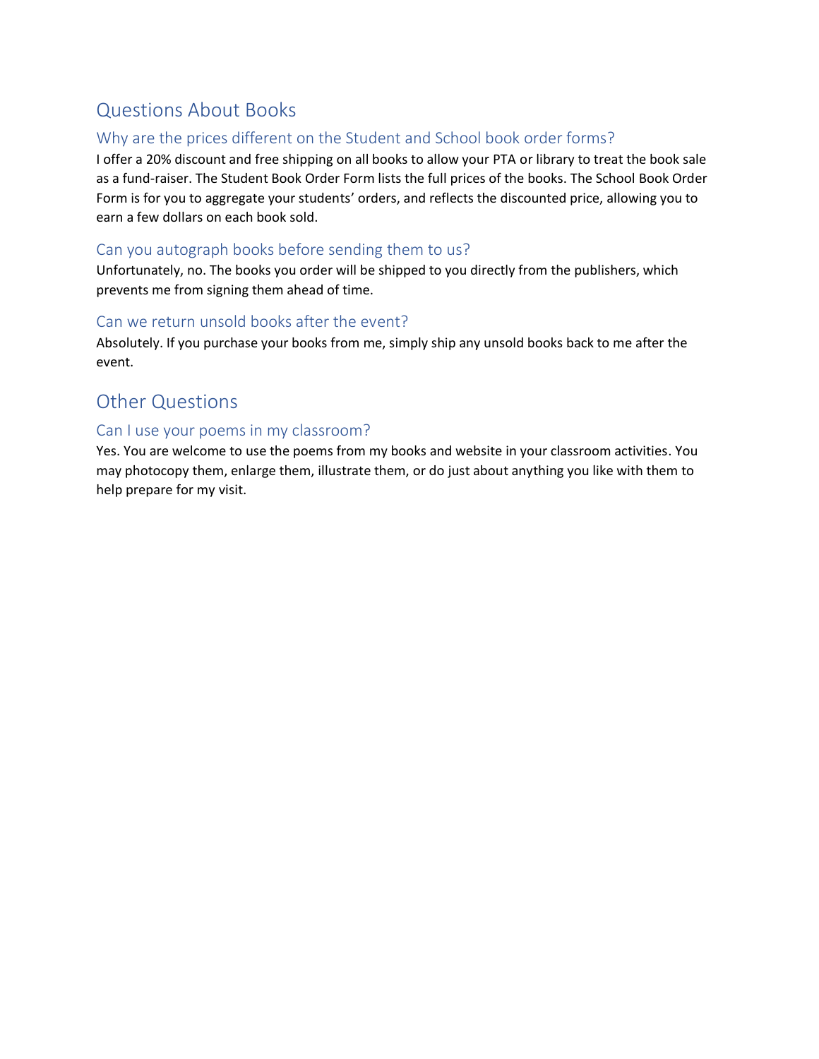## Questions About Books

### Why are the prices different on the Student and School book order forms?

I offer a 20% discount and free shipping on all books to allow your PTA or library to treat the book sale as a fund-raiser. The Student Book Order Form lists the full prices of the books. The School Book Order Form is for you to aggregate your students' orders, and reflects the discounted price, allowing you to earn a few dollars on each book sold.

### Can you autograph books before sending them to us?

Unfortunately, no. The books you order will be shipped to you directly from the publishers, which prevents me from signing them ahead of time.

### Can we return unsold books after the event?

Absolutely. If you purchase your books from me, simply ship any unsold books back to me after the event.

## Other Questions

### Can I use your poems in my classroom?

Yes. You are welcome to use the poems from my books and website in your classroom activities. You may photocopy them, enlarge them, illustrate them, or do just about anything you like with them to help prepare for my visit.